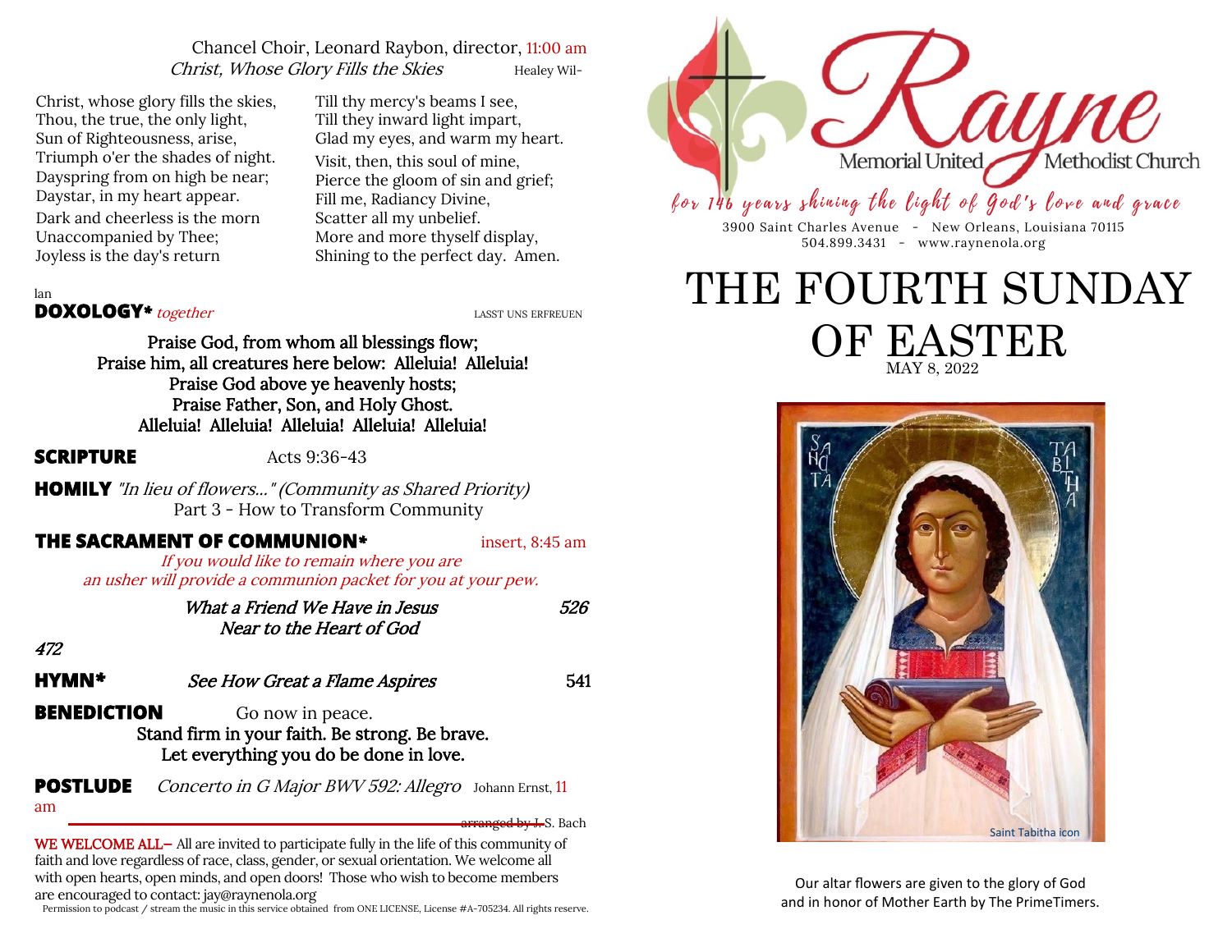Chancel Choir, Leonard Raybon, director, 11:00 am
*Christ, Whose Glory Fills the Skies* Healey Willan

Christ, whose glory fills the skies,
Thou, the true, the only light,
Sun of Righteousness, arise,
Triumph o'er the shades of night.
Dayspring from on high be near;
Daystar, in my heart appear.

Dark and cheerless is the morn
Unaccompanied by Thee;
Joyless is the day's return
Till thy mercy's beams I see,
Till they inward light impart,
Glad my eyes, and warm my heart.

Visit, then, this soul of mine,
Pierce the gloom of sin and grief;
Fill me, Radiancy Divine,
Scatter all my unbelief.
More and more thyself display,
Shining to the perfect day. Amen.

**DOXOLOGY*** *together* LASST UNS ERFREUEN

**Praise God, from whom all blessings flow;**
**Praise him, all creatures here below: Alleluia! Alleluia!**
**Praise God above ye heavenly hosts;**
**Praise Father, Son, and Holy Ghost.**
**Alleluia! Alleluia! Alleluia! Alleluia! Alleluia!**

**SCRIPTURE** Acts 9:36-43

**HOMILY** *"In lieu of flowers..." (Community as Shared Priority)*
Part 3 - How to Transform Community

**THE SACRAMENT OF COMMUNION*** insert, 8:45 am

*If you would like to remain where you are an usher will provide a communion packet for you at your pew.*

*What a Friend We Have in Jesus* 526
*Near to the Heart of God* 472

**HYMN*** *See How Great a Flame Aspires* 541

**BENEDICTION** Go now in peace.
**Stand firm in your faith. Be strong. Be brave.**
**Let everything you do be done in love.**

**POSTLUDE** *Concerto in G Major BWV 592: Allegro* Johann Ernst, 11 am
arranged by J. S. Bach

WE WELCOME ALL– All are invited to participate fully in the life of this community of faith and love regardless of race, class, gender, or sexual orientation. We welcome all with open hearts, open minds, and open doors! Those who wish to become members are encouraged to contact: jay@raynenola.org

Permission to podcast / stream the music in this service obtained from ONE LICENSE, License #A-705234. All rights reserve.

Rayne Memorial United Methodist Church

for 146 years shining the light of God's love and grace

3900 Saint Charles Avenue - New Orleans, Louisiana 70115
504.899.3431 - www.raynenola.org

# THE FOURTH SUNDAY OF EASTER

MAY 8, 2022

Saint Tabitha icon

Our altar flowers are given to the glory of God and in honor of Mother Earth by The PrimeTimers.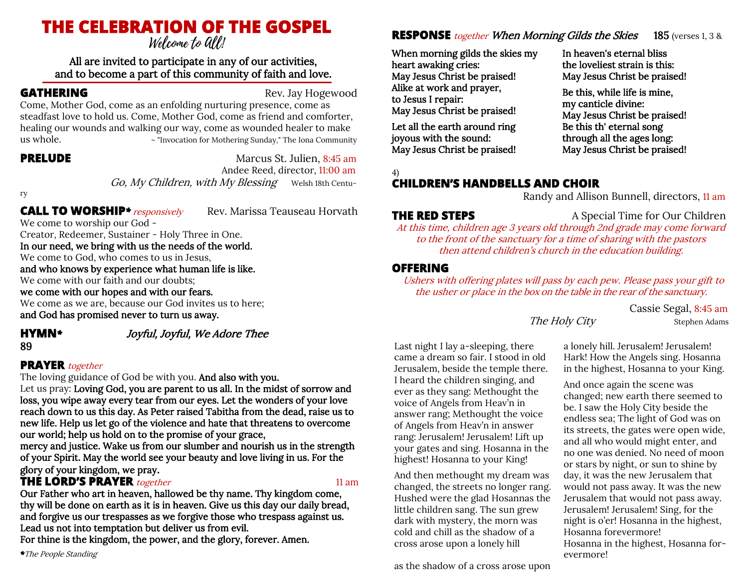# THE CELEBRATION OF THE GOSPEL

*Welcome to All!*

All are invited to participate in any of our activities, and to become a part of this community of faith and love.

## GATHERING

Rev. Jay Hogewood

Come, Mother God, come as an enfolding nurturing presence, come as steadfast love to hold us. Come, Mother God, come as friend and comforter, healing our wounds and walking our way, come as wounded healer to make us whole. ~ "Invocation for Mothering Sunday," The Iona Community

## PRELUDE

Marcus St. Julien, 8:45 am
Andee Reed, director, 11:00 am

*Go, My Children, with My Blessing* Welsh 18th Century

## CALL TO WORSHIP* *responsively*

Rev. Marissa Teauseau Horvath

We come to worship our God -
Creator, Redeemer, Sustainer - Holy Three in One.
**In our need, we bring with us the needs of the world.**
We come to God, who comes to us in Jesus,
**and who knows by experience what human life is like.**
We come with our faith and our doubts;
**we come with our hopes and with our fears.**
We come as we are, because our God invites us to here;
**and God has promised never to turn us away.**

## HYMN* *Joyful, Joyful, We Adore Thee* 89

## PRAYER *together*

The loving guidance of God be with you. **And also with you.**
Let us pray: **Loving God, you are parent to us all. In the midst of sorrow and loss, you wipe away every tear from our eyes. Let the wonders of your love reach down to us this day. As Peter raised Tabitha from the dead, raise us to new life. Help us let go of the violence and hate that threatens to overcome our world; help us hold on to the promise of your grace,
mercy and justice. Wake us from our slumber and nourish us in the strength of your Spirit. May the world see your beauty and love living in us. For the glory of your kingdom, we pray.**

## THE LORD'S PRAYER *together*

11 am

**Our Father who art in heaven, hallowed be thy name. Thy kingdom come, thy will be done on earth as it is in heaven. Give us this day our daily bread, and forgive us our trespasses as we forgive those who trespass against us. Lead us not into temptation but deliver us from evil.
For thine is the kingdom, the power, and the glory, forever. Amen.**

**\*** *The People Standing*

## RESPONSE *together* *When Morning Gilds the Skies* 185 (verses 1, 3 & 4)

**When morning gilds the skies my heart awaking cries:
May Jesus Christ be praised!
Alike at work and prayer,
to Jesus I repair:
May Jesus Christ be praised!**

**Let all the earth around ring
joyous with the sound:
May Jesus Christ be praised!**

**In heaven's eternal bliss
the loveliest strain is this:
May Jesus Christ be praised!**

**Be this, while life is mine,
my canticle divine:
May Jesus Christ be praised!
Be this th' eternal song
through all the ages long:
May Jesus Christ be praised!**

## CHILDREN'S HANDBELLS AND CHOIR

Randy and Allison Bunnell, directors, 11 am

## THE RED STEPS

A Special Time for Our Children

*At this time, children age 3 years old through 2nd grade may come forward to the front of the sanctuary for a time of sharing with the pastors then attend children's church in the education building.*

## OFFERING

*Ushers with offering plates will pass by each pew. Please pass your gift to the usher or place in the box on the table in the rear of the sanctuary.*

Cassie Segal, 8:45 am

*The Holy City* Stephen Adams

Last night I lay a-sleeping, there came a dream so fair. I stood in old Jerusalem, beside the temple there. I heard the children singing, and ever as they sang: Methought the voice of Angels from Heav'n in answer rang; Methought the voice of Angels from Heav'n in answer rang: Jerusalem! Jerusalem! Lift up your gates and sing. Hosanna in the highest! Hosanna to your King!

And then methought my dream was changed, the streets no longer rang. Hushed were the glad Hosannas the little children sang. The sun grew dark with mystery, the morn was cold and chill as the shadow of a cross arose upon a lonely hill

as the shadow of a cross arose upon a lonely hill. Jerusalem! Jerusalem! Hark! How the Angels sing. Hosanna in the highest, Hosanna to your King.

And once again the scene was changed; new earth there seemed to be. I saw the Holy City beside the endless sea; The light of God was on its streets, the gates were open wide, and all who would might enter, and no one was denied. No need of moon or stars by night, or sun to shine by day, it was the new Jerusalem that would not pass away. It was the new Jerusalem that would not pass away. Jerusalem! Jerusalem! Sing, for the night is o'er! Hosanna in the highest, Hosanna forevermore!
Hosanna in the highest, Hosanna forevermore!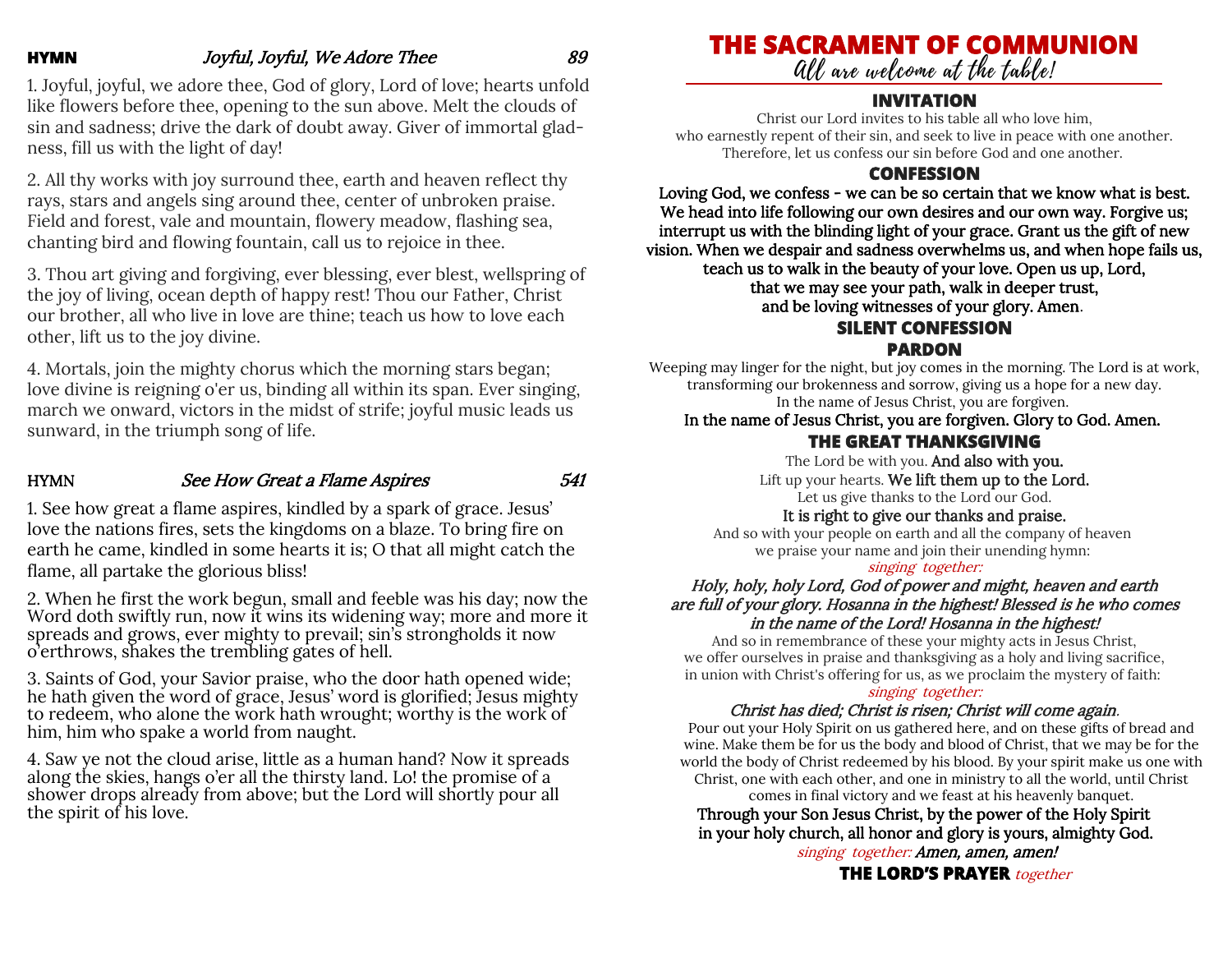**HYMN** *Joyful, Joyful, We Adore Thee* *89*

1. Joyful, joyful, we adore thee, God of glory, Lord of love; hearts unfold like flowers before thee, opening to the sun above. Melt the clouds of sin and sadness; drive the dark of doubt away. Giver of immortal gladness, fill us with the light of day!

2. All thy works with joy surround thee, earth and heaven reflect thy rays, stars and angels sing around thee, center of unbroken praise. Field and forest, vale and mountain, flowery meadow, flashing sea, chanting bird and flowing fountain, call us to rejoice in thee.

3. Thou art giving and forgiving, ever blessing, ever blest, wellspring of the joy of living, ocean depth of happy rest! Thou our Father, Christ our brother, all who live in love are thine; teach us how to love each other, lift us to the joy divine.

4. Mortals, join the mighty chorus which the morning stars began; love divine is reigning o'er us, binding all within its span. Ever singing, march we onward, victors in the midst of strife; joyful music leads us sunward, in the triumph song of life.

HYMN *See How Great a Flame Aspires* *541*

1. See how great a flame aspires, kindled by a spark of grace. Jesus' love the nations fires, sets the kingdoms on a blaze. To bring fire on earth he came, kindled in some hearts it is; O that all might catch the flame, all partake the glorious bliss!

2. When he first the work begun, small and feeble was his day; now the Word doth swiftly run, now it wins its widening way; more and more it spreads and grows, ever mighty to prevail; sin's strongholds it now o'erthrows, shakes the trembling gates of hell.

3. Saints of God, your Savior praise, who the door hath opened wide; he hath given the word of grace, Jesus' word is glorified; Jesus mighty to redeem, who alone the work hath wrought; worthy is the work of him, him who spake a world from naught.

4. Saw ye not the cloud arise, little as a human hand? Now it spreads along the skies, hangs o'er all the thirsty land. Lo! the promise of a shower drops already from above; but the Lord will shortly pour all the spirit of his love.

# THE SACRAMENT OF COMMUNION

*All are welcome at the table!*

## INVITATION

Christ our Lord invites to his table all who love him,
who earnestly repent of their sin, and seek to live in peace with one another.
Therefore, let us confess our sin before God and one another.

## CONFESSION

**Loving God, we confess - we can be so certain that we know what is best. We head into life following our own desires and our own way. Forgive us; interrupt us with the blinding light of your grace. Grant us the gift of new vision. When we despair and sadness overwhelms us, and when hope fails us, teach us to walk in the beauty of your love. Open us up, Lord, that we may see your path, walk in deeper trust, and be loving witnesses of your glory. Amen.**

## SILENT CONFESSION

## PARDON

Weeping may linger for the night, but joy comes in the morning. The Lord is at work, transforming our brokenness and sorrow, giving us a hope for a new day.
In the name of Jesus Christ, you are forgiven.

**In the name of Jesus Christ, you are forgiven. Glory to God. Amen.**

## THE GREAT THANKSGIVING

The Lord be with you. **And also with you.**
Lift up your hearts. **We lift them up to the Lord.**
Let us give thanks to the Lord our God.
**It is right to give our thanks and praise.**
And so with your people on earth and all the company of heaven
we praise your name and join their unending hymn:

*singing together:*

***Holy, holy, holy Lord, God of power and might, heaven and earth are full of your glory. Hosanna in the highest! Blessed is he who comes in the name of the Lord! Hosanna in the highest!***

And so in remembrance of these your mighty acts in Jesus Christ,
we offer ourselves in praise and thanksgiving as a holy and living sacrifice,
in union with Christ's offering for us, as we proclaim the mystery of faith:

*singing together:*

***Christ has died; Christ is risen; Christ will come again.***

Pour out your Holy Spirit on us gathered here, and on these gifts of bread and wine. Make them be for us the body and blood of Christ, that we may be for the world the body of Christ redeemed by his blood. By your spirit make us one with Christ, one with each other, and one in ministry to all the world, until Christ comes in final victory and we feast at his heavenly banquet.

**Through your Son Jesus Christ, by the power of the Holy Spirit in your holy church, all honor and glory is yours, almighty God.**

*singing together:* ***Amen, amen, amen!***

## THE LORD'S PRAYER *together*